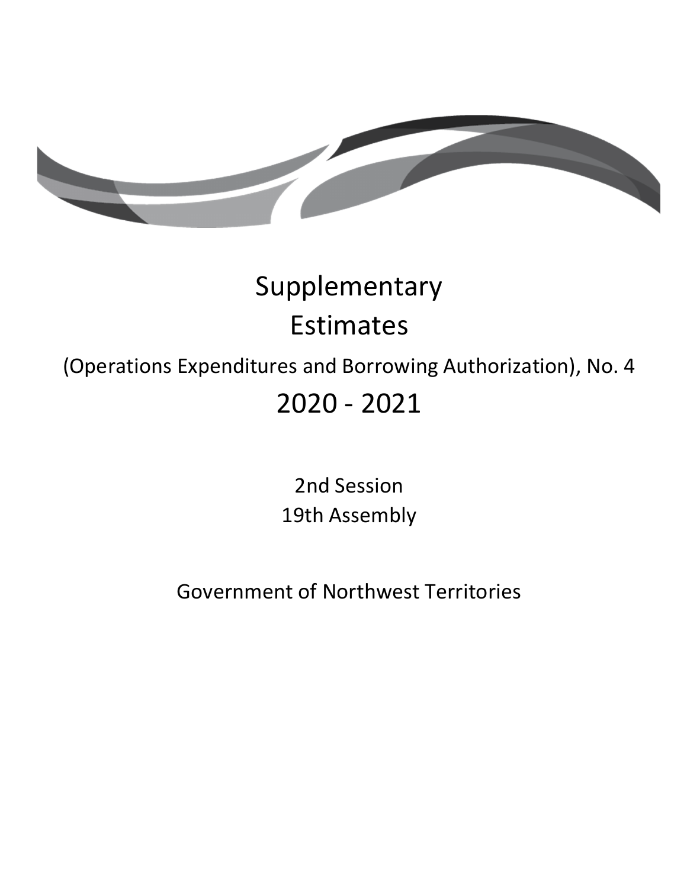# Supplementary Estimates

## (Operations Expenditures and Borrowing Authorization), No. 4

# 2020 - 2021

2nd Session
19th Assembly

Government of Northwest Territories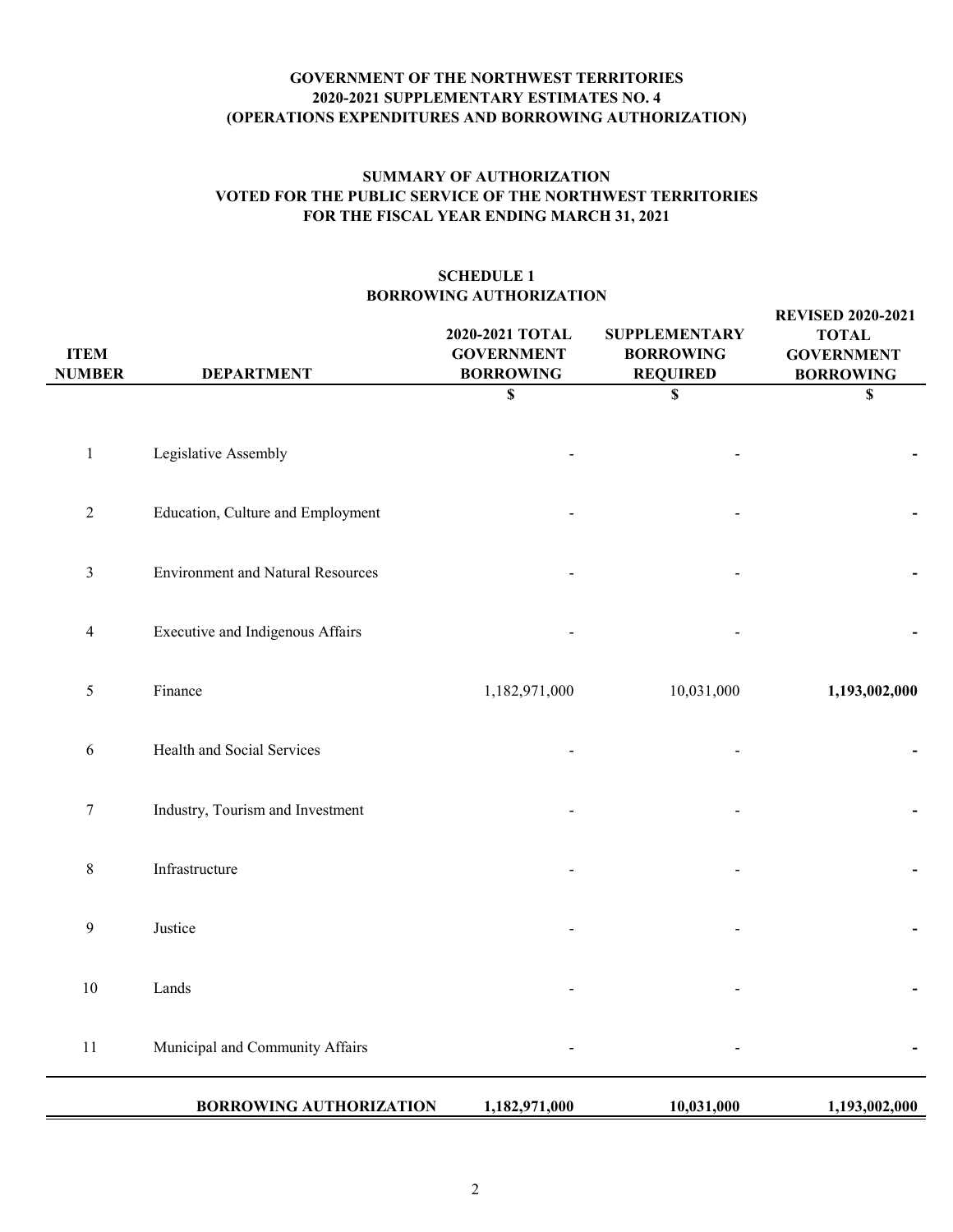**GOVERNMENT OF THE NORTHWEST TERRITORIES**
**2020-2021 SUPPLEMENTARY ESTIMATES NO. 4**
**(OPERATIONS EXPENDITURES AND BORROWING AUTHORIZATION)**

**SUMMARY OF AUTHORIZATION**
**VOTED FOR THE PUBLIC SERVICE OF THE NORTHWEST TERRITORIES**
**FOR THE FISCAL YEAR ENDING MARCH 31, 2021**

**SCHEDULE 1**
**BORROWING AUTHORIZATION**

| ITEM NUMBER | DEPARTMENT | 2020-2021 TOTAL GOVERNMENT BORROWING | SUPPLEMENTARY BORROWING REQUIRED | REVISED 2020-2021 TOTAL GOVERNMENT BORROWING |
|---|---|---|---|---|
| | | $ | $ | $ |
| 1 | Legislative Assembly | - | - | **-** |
| 2 | Education, Culture and Employment | - | - | **-** |
| 3 | Environment and Natural Resources | - | - | **-** |
| 4 | Executive and Indigenous Affairs | - | - | **-** |
| 5 | Finance | 1,182,971,000 | 10,031,000 | **1,193,002,000** |
| 6 | Health and Social Services | - | - | **-** |
| 7 | Industry, Tourism and Investment | - | - | **-** |
| 8 | Infrastructure | - | - | **-** |
| 9 | Justice | - | - | **-** |
| 10 | Lands | - | - | **-** |
| 11 | Municipal and Community Affairs | - | - | **-** |
| | **BORROWING AUTHORIZATION** | **1,182,971,000** | **10,031,000** | **1,193,002,000** |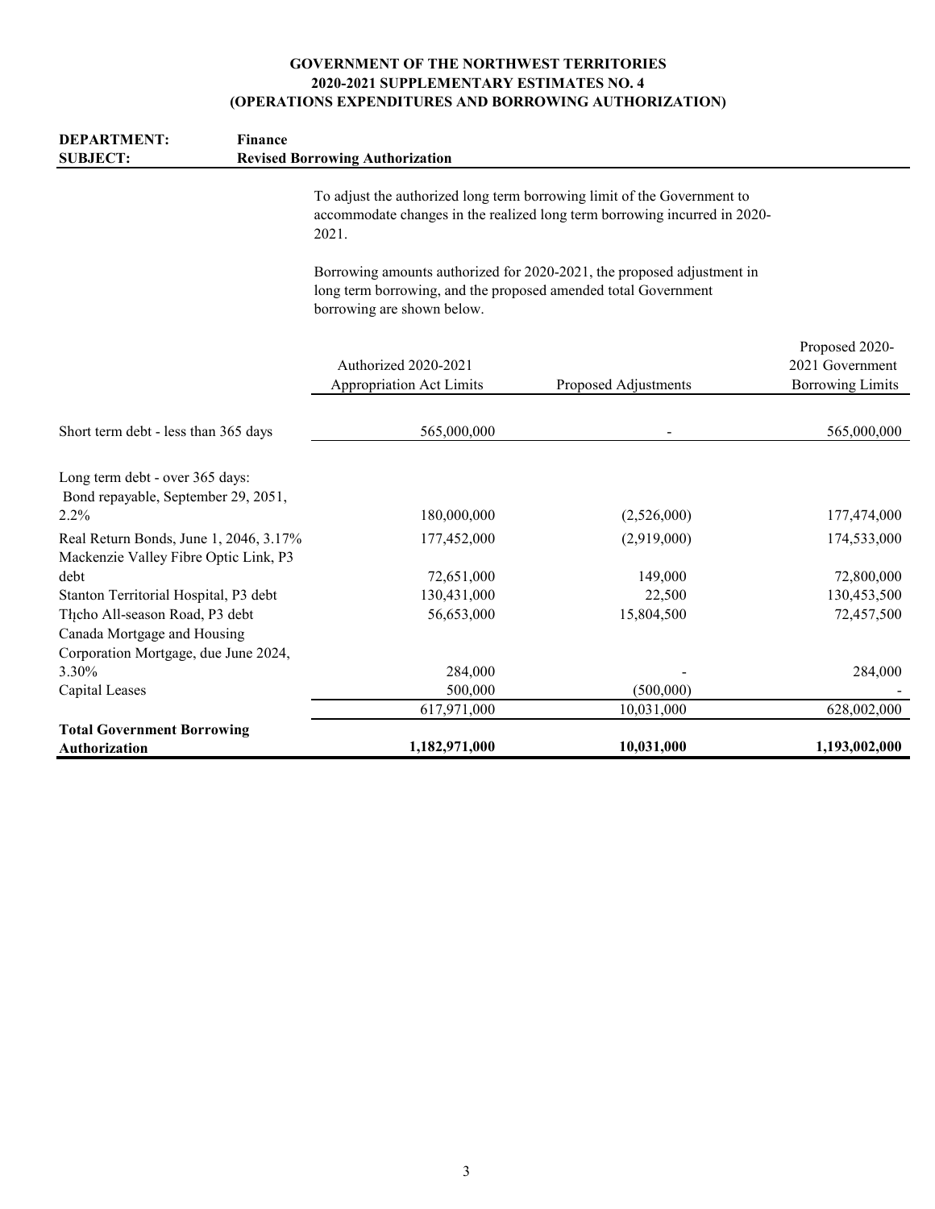**GOVERNMENT OF THE NORTHWEST TERRITORIES**
**2020-2021 SUPPLEMENTARY ESTIMATES NO. 4**
**(OPERATIONS EXPENDITURES AND BORROWING AUTHORIZATION)**

**DEPARTMENT:** **Finance**
**SUBJECT:** **Revised Borrowing Authorization**

To adjust the authorized long term borrowing limit of the Government to accommodate changes in the realized long term borrowing incurred in 2020-2021.

Borrowing amounts authorized for 2020-2021, the proposed adjustment in long term borrowing, and the proposed amended total Government borrowing are shown below.

| | Authorized 2020-2021 Appropriation Act Limits | Proposed Adjustments | Proposed 2020-2021 Government Borrowing Limits |
|---|---|---|---|
| Short term debt - less than 365 days | 565,000,000 | - | 565,000,000 |
| Long term debt - over 365 days: | | | |
| Bond repayable, September 29, 2051, 2.2% | 180,000,000 | (2,526,000) | 177,474,000 |
| Real Return Bonds, June 1, 2046, 3.17% | 177,452,000 | (2,919,000) | 174,533,000 |
| Mackenzie Valley Fibre Optic Link, P3 debt | 72,651,000 | 149,000 | 72,800,000 |
| Stanton Territorial Hospital, P3 debt | 130,431,000 | 22,500 | 130,453,500 |
| Tłı̨cho All-season Road, P3 debt | 56,653,000 | 15,804,500 | 72,457,500 |
| Canada Mortgage and Housing Corporation Mortgage, due June 2024, 3.30% | 284,000 | - | 284,000 |
| Capital Leases | 500,000 | (500,000) | - |
| | 617,971,000 | 10,031,000 | 628,002,000 |
| **Total Government Borrowing Authorization** | **1,182,971,000** | **10,031,000** | **1,193,002,000** |